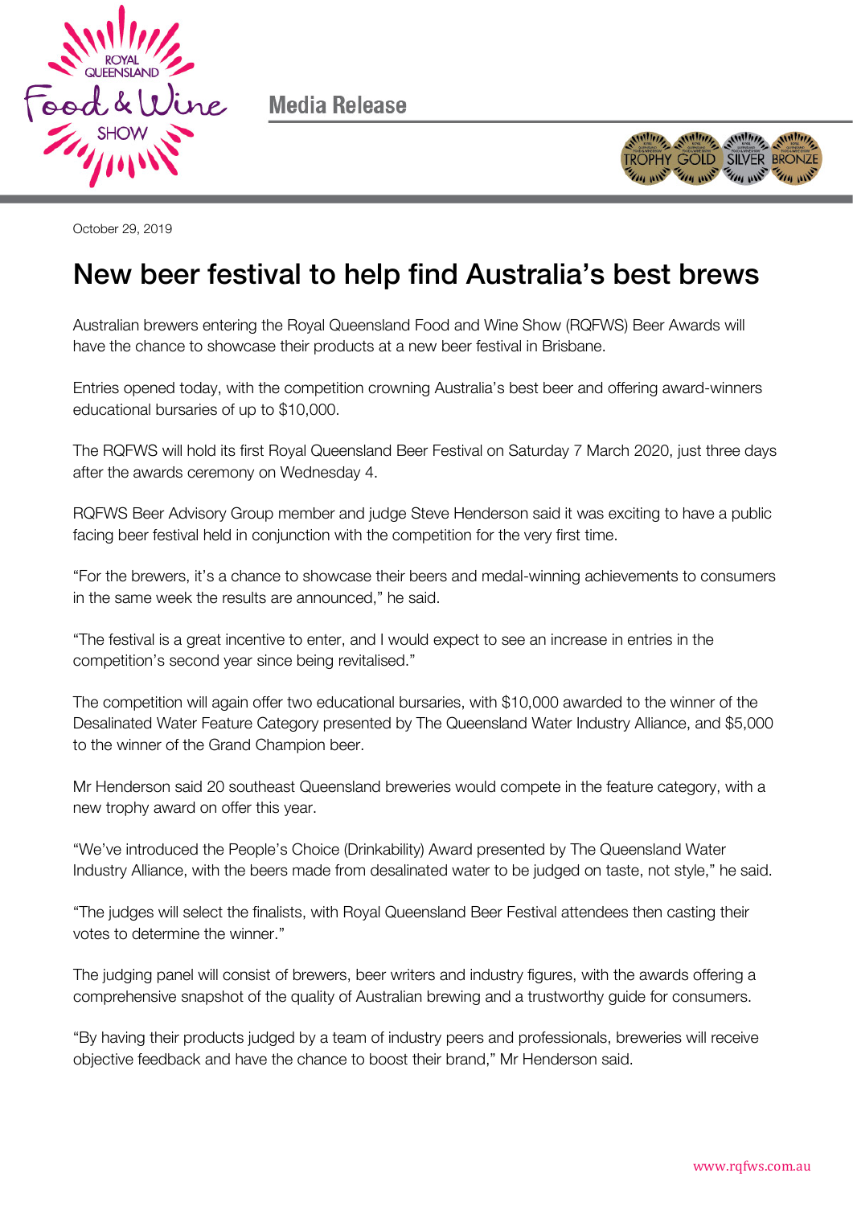Media Release

October 29, 2019

# New beer festival to help find Australia's best brews

Australian brewers entering the Royal Queensland Food and Wine Show (RQFWS) Beer Awards will have the chance to showcase their products at a new beer festival in Brisbane.

Entries opened today, with the competition crowning Australia's best beer and offering award-winners educational bursaries of up to $10,000.

The RQFWS will hold its first Royal Queensland Beer Festival on Saturday 7 March 2020, just three days after the awards ceremony on Wednesday 4.

RQFWS Beer Advisory Group member and judge Steve Henderson said it was exciting to have a public facing beer festival held in conjunction with the competition for the very first time.

"For the brewers, it's a chance to showcase their beers and medal-winning achievements to consumers in the same week the results are announced," he said.

"The festival is a great incentive to enter, and I would expect to see an increase in entries in the competition's second year since being revitalised."

The competition will again offer two educational bursaries, with $10,000 awarded to the winner of the Desalinated Water Feature Category presented by The Queensland Water Industry Alliance, and $5,000 to the winner of the Grand Champion beer.

Mr Henderson said 20 southeast Queensland breweries would compete in the feature category, with a new trophy award on offer this year.

"We've introduced the People's Choice (Drinkability) Award presented by The Queensland Water Industry Alliance, with the beers made from desalinated water to be judged on taste, not style," he said.

"The judges will select the finalists, with Royal Queensland Beer Festival attendees then casting their votes to determine the winner."

The judging panel will consist of brewers, beer writers and industry figures, with the awards offering a comprehensive snapshot of the quality of Australian brewing and a trustworthy guide for consumers.

"By having their products judged by a team of industry peers and professionals, breweries will receive objective feedback and have the chance to boost their brand," Mr Henderson said.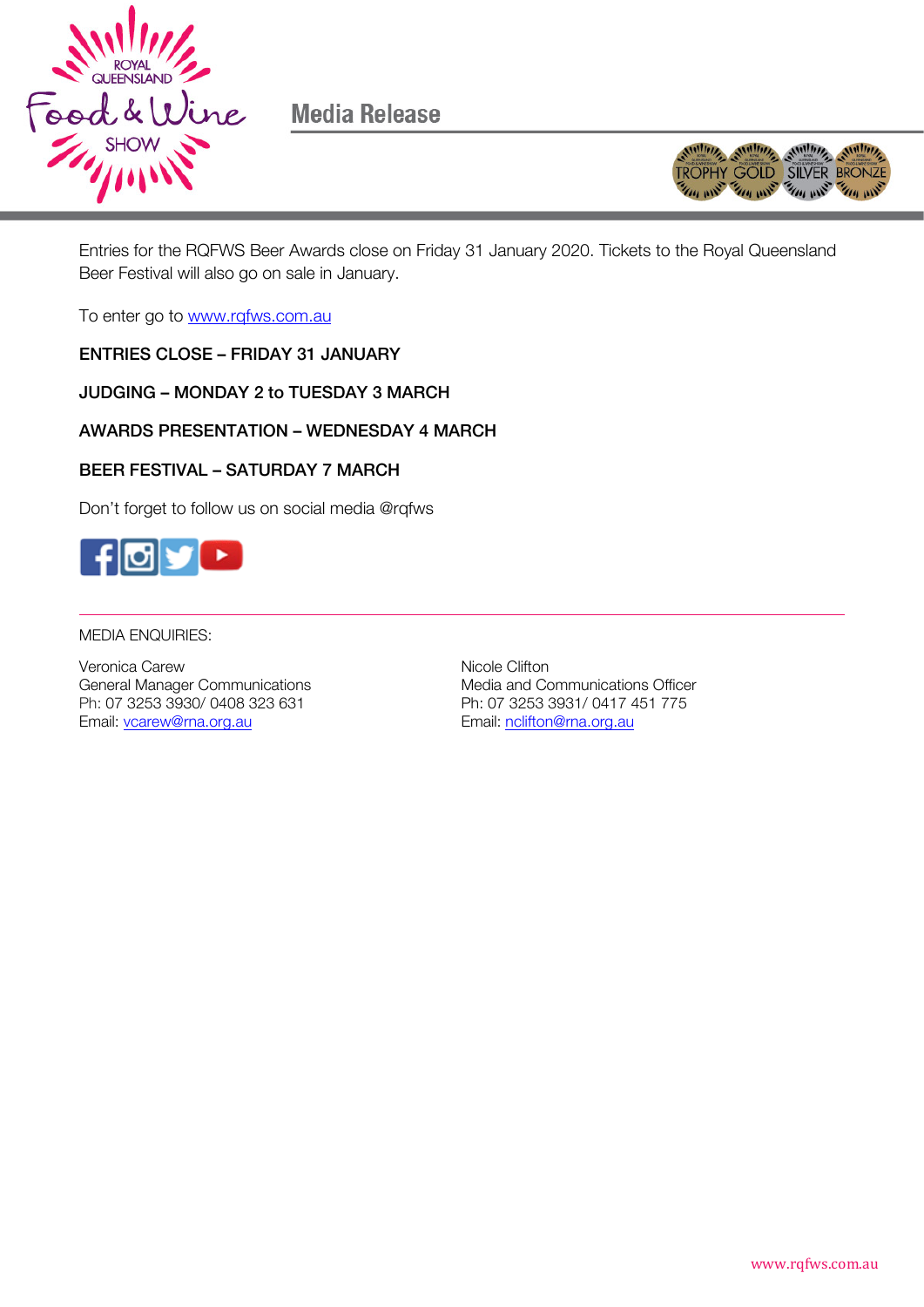Entries for the RQFWS Beer Awards close on Friday 31 January 2020. Tickets to the Royal Queensland Beer Festival will also go on sale in January.

To enter go to [www.rqfws.com.au](www.rqfws.com.au)

**ENTRIES CLOSE – FRIDAY 31 JANUARY**

**JUDGING – MONDAY 2 to TUESDAY 3 MARCH**

**AWARDS PRESENTATION – WEDNESDAY 4 MARCH**

**BEER FESTIVAL – SATURDAY 7 MARCH**

Don't forget to follow us on social media @rqfws

---

MEDIA ENQUIRIES:

Veronica Carew
General Manager Communications
Ph: 07 3253 3930/ 0408 323 631
Email: vcarew@rna.org.au

Nicole Clifton
Media and Communications Officer
Ph: 07 3253 3931/ 0417 451 775
Email: nclifton@rna.org.au